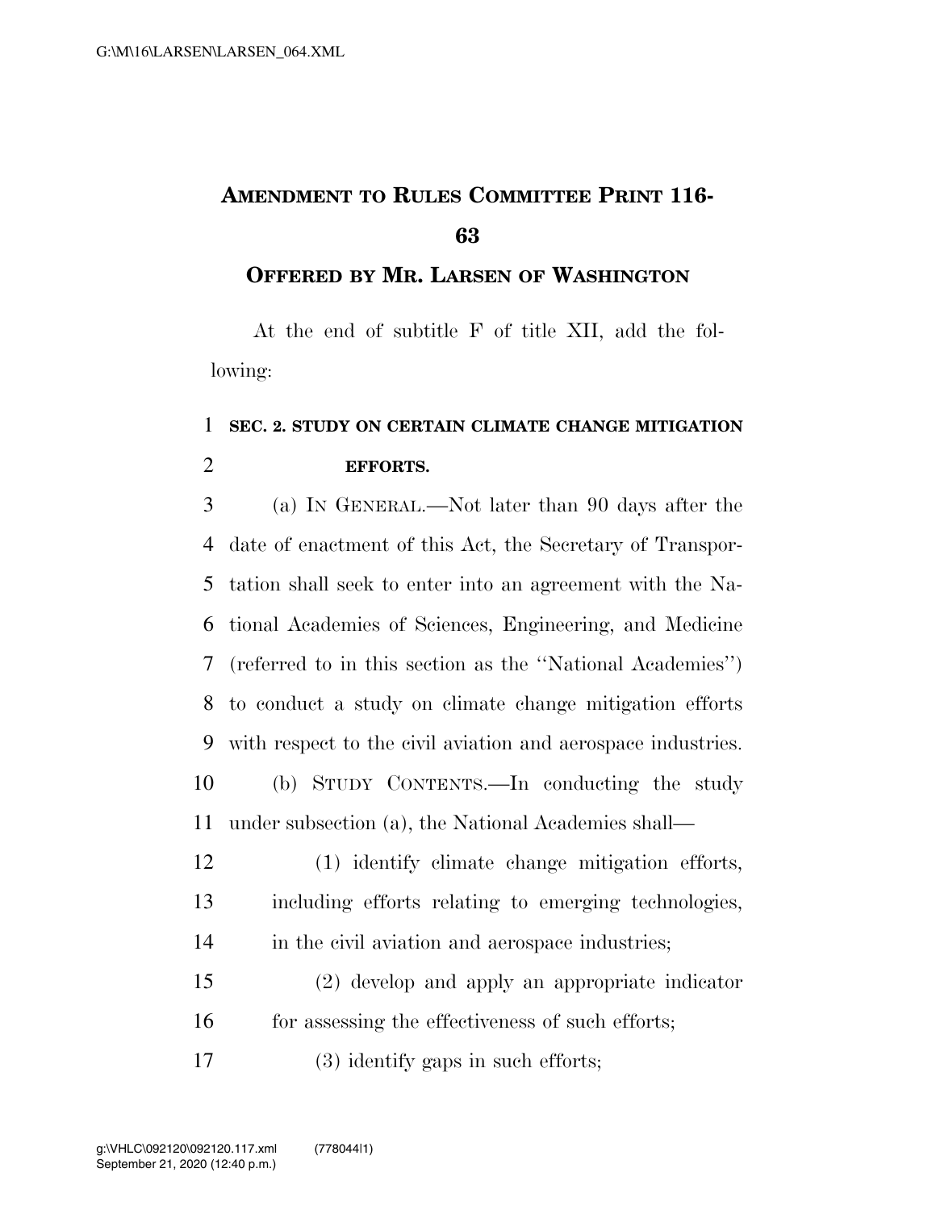# AMENDMENT TO RULES COMMITTEE PRINT 116-63

## OFFERED BY MR. LARSEN OF WASHINGTON

At the end of subtitle F of title XII, add the following:

**SEC. 2. STUDY ON CERTAIN CLIMATE CHANGE MITIGATION EFFORTS.**

(a) IN GENERAL.—Not later than 90 days after the date of enactment of this Act, the Secretary of Transportation shall seek to enter into an agreement with the National Academies of Sciences, Engineering, and Medicine (referred to in this section as the ''National Academies'') to conduct a study on climate change mitigation efforts with respect to the civil aviation and aerospace industries.

(b) STUDY CONTENTS.—In conducting the study under subsection (a), the National Academies shall—

(1) identify climate change mitigation efforts, including efforts relating to emerging technologies, in the civil aviation and aerospace industries;

(2) develop and apply an appropriate indicator for assessing the effectiveness of such efforts;

(3) identify gaps in such efforts;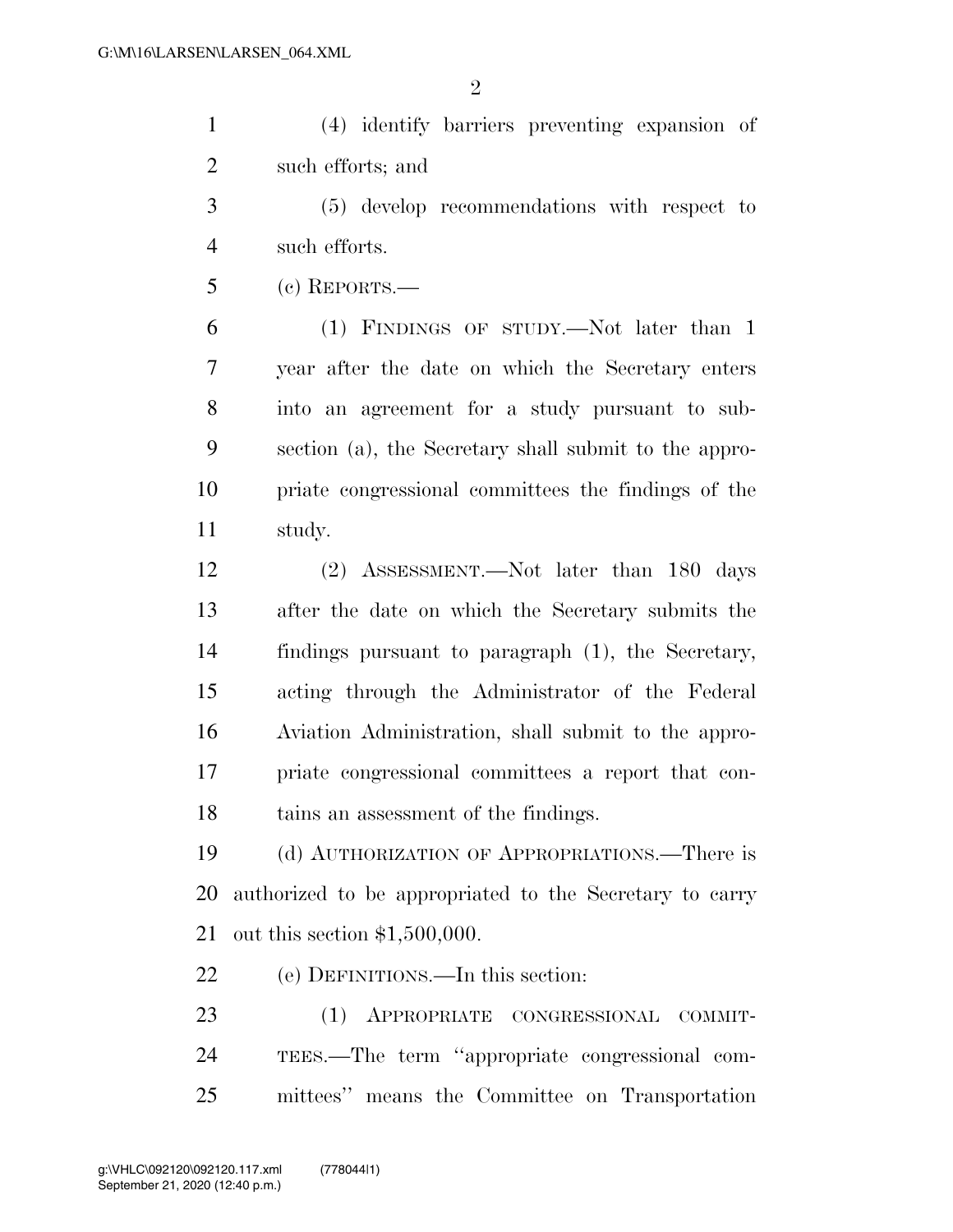(4) identify barriers preventing expansion of such efforts; and

(5) develop recommendations with respect to such efforts.

(c) REPORTS.—

(1) FINDINGS OF STUDY.—Not later than 1 year after the date on which the Secretary enters into an agreement for a study pursuant to subsection (a), the Secretary shall submit to the appropriate congressional committees the findings of the study.

(2) ASSESSMENT.—Not later than 180 days after the date on which the Secretary submits the findings pursuant to paragraph (1), the Secretary, acting through the Administrator of the Federal Aviation Administration, shall submit to the appropriate congressional committees a report that contains an assessment of the findings.

(d) AUTHORIZATION OF APPROPRIATIONS.—There is authorized to be appropriated to the Secretary to carry out this section $1,500,000.

(e) DEFINITIONS.—In this section:

(1) APPROPRIATE CONGRESSIONAL COMMITTEES.—The term ''appropriate congressional committees'' means the Committee on Transportation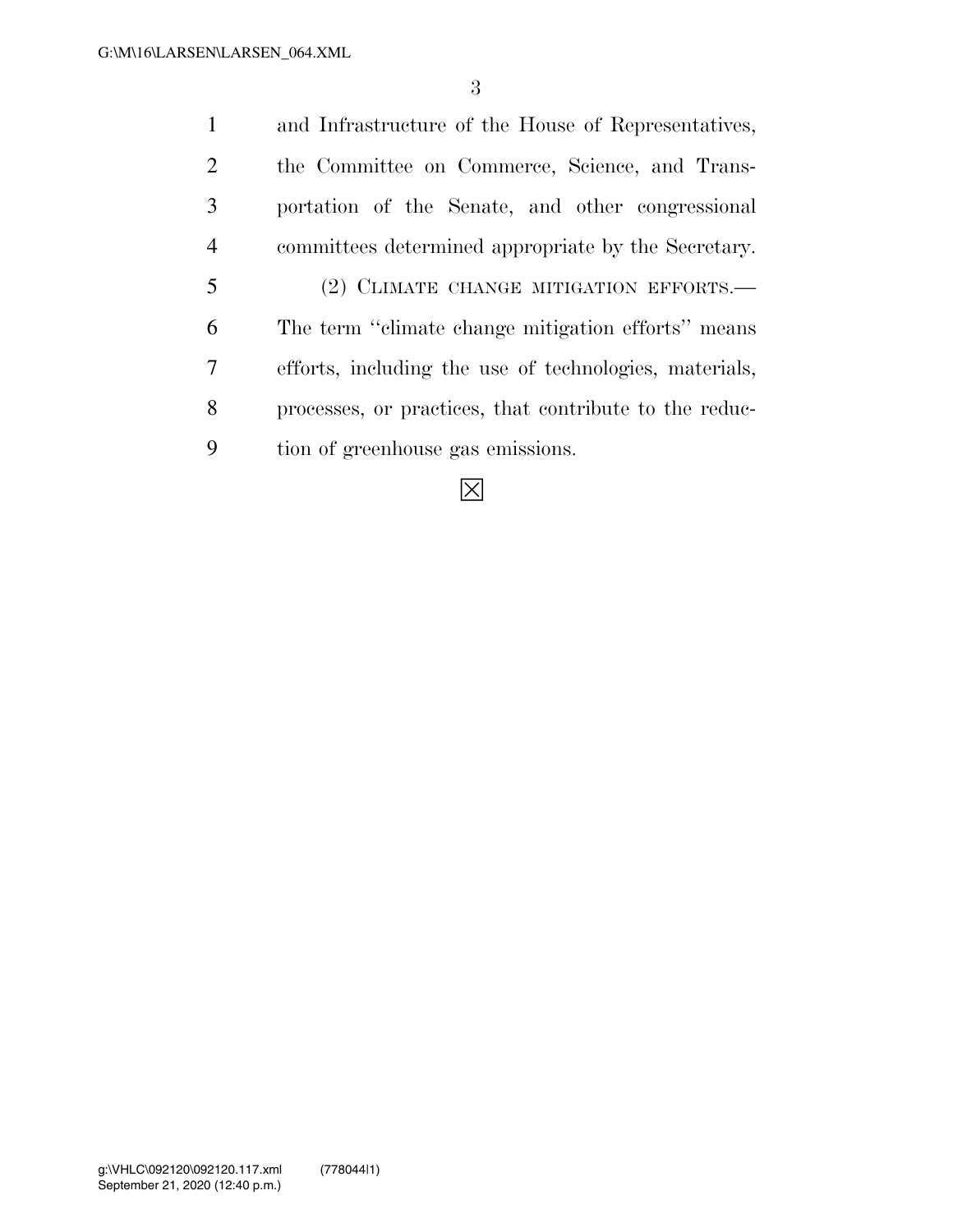and Infrastructure of the House of Representatives, the Committee on Commerce, Science, and Transportation of the Senate, and other congressional committees determined appropriate by the Secretary.

(2) CLIMATE CHANGE MITIGATION EFFORTS.—The term ''climate change mitigation efforts'' means efforts, including the use of technologies, materials, processes, or practices, that contribute to the reduction of greenhouse gas emissions.